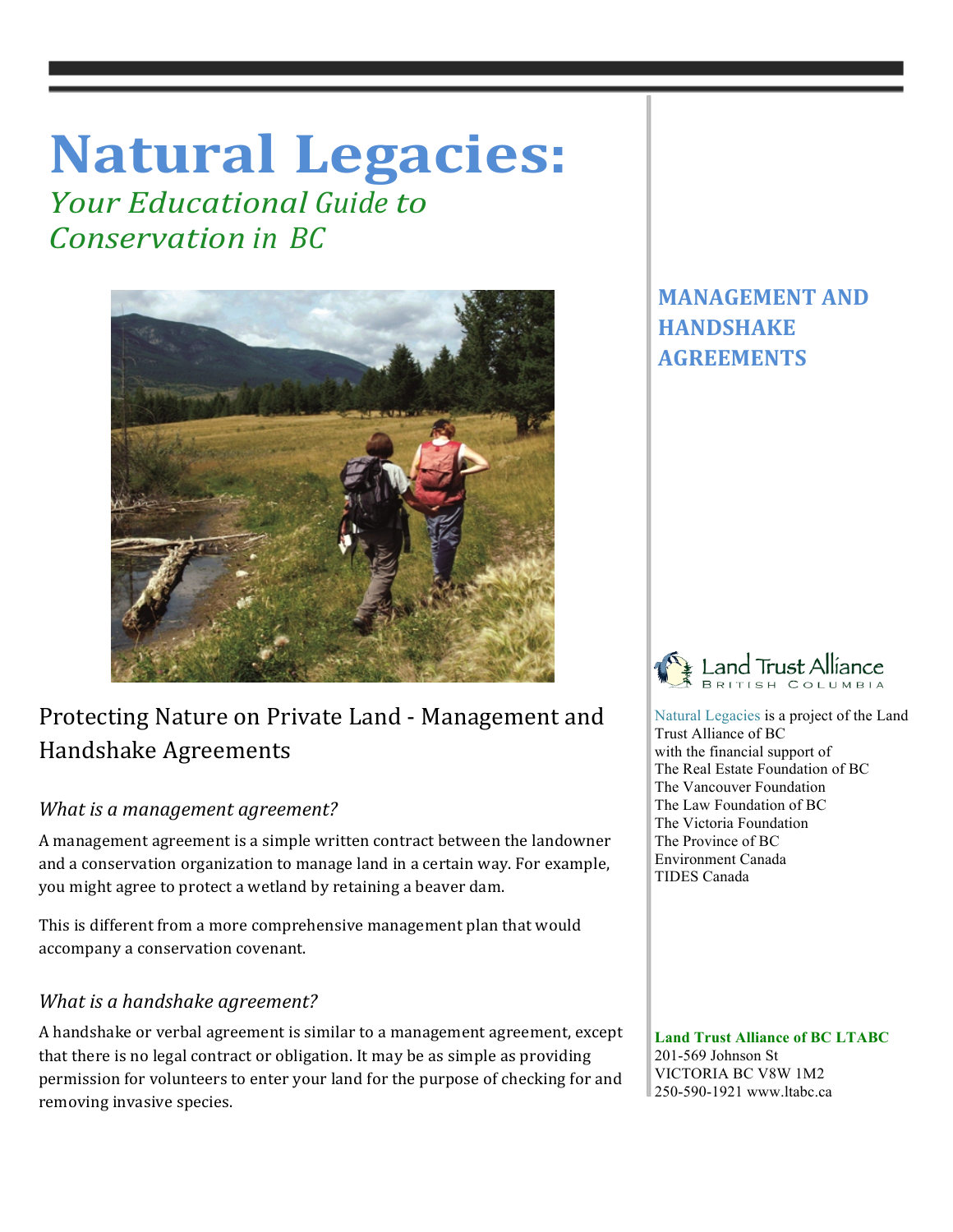# Natural Legacies:

*Your Educational Guide to Conservation in BC*

## MANAGEMENT AND HANDSHAKE AGREEMENTS

## Protecting Nature on Private Land - Management and Handshake Agreements

### *What is a management agreement?*

A management agreement is a simple written contract between the landowner and a conservation organization to manage land in a certain way. For example, you might agree to protect a wetland by retaining a beaver dam.

This is different from a more comprehensive management plan that would accompany a conservation covenant.

### *What is a handshake agreement?*

A handshake or verbal agreement is similar to a management agreement, except that there is no legal contract or obligation. It may be as simple as providing permission for volunteers to enter your land for the purpose of checking for and removing invasive species.

Land Trust Alliance British Columbia

Natural Legacies is a project of the Land Trust Alliance of BC with the financial support of
The Real Estate Foundation of BC
The Vancouver Foundation
The Law Foundation of BC
The Victoria Foundation
The Province of BC
Environment Canada
TIDES Canada

**Land Trust Alliance of BC LTABC**
201-569 Johnson St
VICTORIA BC V8W 1M2
250-590-1921 www.ltabc.ca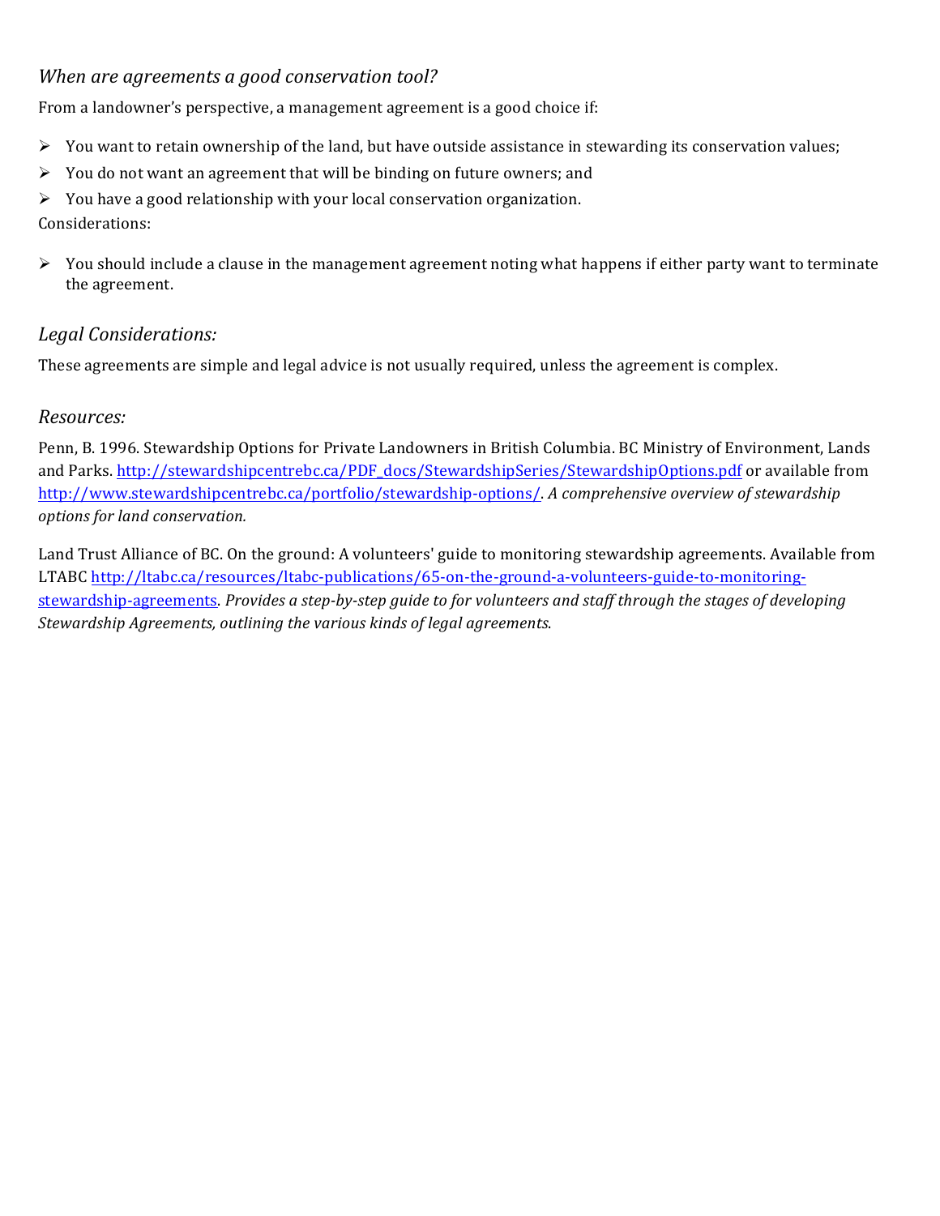### *When are agreements a good conservation tool?*

From a landowner's perspective, a management agreement is a good choice if:

- You want to retain ownership of the land, but have outside assistance in stewarding its conservation values;
- You do not want an agreement that will be binding on future owners; and
- You have a good relationship with your local conservation organization.

Considerations:

- You should include a clause in the management agreement noting what happens if either party want to terminate the agreement.

### *Legal Considerations:*

These agreements are simple and legal advice is not usually required, unless the agreement is complex.

### *Resources:*

Penn, B. 1996. Stewardship Options for Private Landowners in British Columbia. BC Ministry of Environment, Lands and Parks. [http://stewardshipcentrebc.ca/PDF_docs/StewardshipSeries/StewardshipOptions.pdf](http://stewardshipcentrebc.ca/PDF_docs/StewardshipSeries/StewardshipOptions.pdf) or available from [http://www.stewardshipcentrebc.ca/portfolio/stewardship-options/](http://www.stewardshipcentrebc.ca/portfolio/stewardship-options/). *A comprehensive overview of stewardship options for land conservation.*

Land Trust Alliance of BC. On the ground: A volunteers' guide to monitoring stewardship agreements. Available from LTABC [http://ltabc.ca/resources/ltabc-publications/65-on-the-ground-a-volunteers-guide-to-monitoring-stewardship-agreements](http://ltabc.ca/resources/ltabc-publications/65-on-the-ground-a-volunteers-guide-to-monitoring-stewardship-agreements). *Provides a step-by-step guide to for volunteers and staff through the stages of developing Stewardship Agreements, outlining the various kinds of legal agreements*.